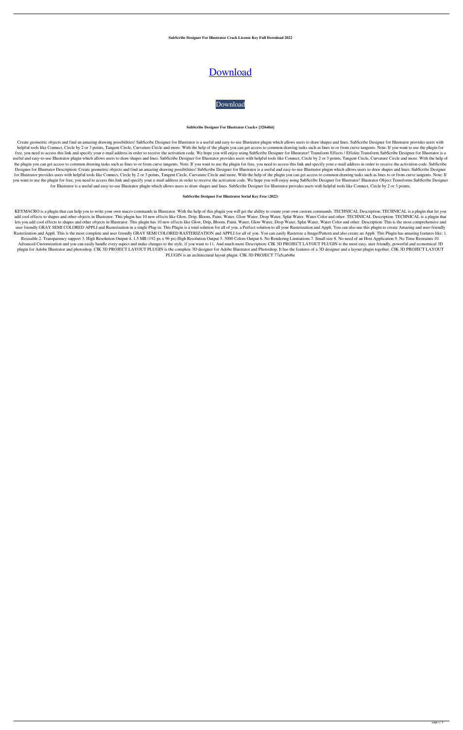**SubScribe Designer For Illustrator Crack License Key Full Download 2022**

# Download

Download

**SubScribe Designer For Illustrator Crack+ [32|64bit]**

Create geometric objects and find an amazing drawing possibilities! SubScribe Designer for Illustrator is a useful and easy-to-use Illustrator plugin which allows users to draw shapes and lines. SubScribe Designer for Illustrator provides users with helpful tools like Connect, Circle by 2 or 3 points, Tangent Circle, Curvature Circle and more. With the help of the plugin you can get access to common drawing tasks such as lines to or from curve tangents. Note: If you want to use the plugin for free, you need to access this link and specify your e-mail address in order to receive the activation code. We hope you will enjoy using SubScribe Designer for Illustrator! Transform Effects / Effekte Transform SubScribe Designer for Illustrator is a useful and easy-to-use Illustrator plugin which allows users to draw shapes and lines. SubScribe Designer for Illustrator provides users with helpful tools like Connect, Circle by 2 or 3 points, Tangent Circle, Curvature Circle and more. With the help of the plugin you can get access to common drawing tasks such as lines to or from curve tangents. Note: If you want to use the plugin for free, you need to access this link and specify your e-mail address in order to receive the activation code. SubScribe Designer for Illustrator Description: Create geometric objects and find an amazing drawing possibilities! SubScribe Designer for Illustrator is a useful and easy-to-use Illustrator plugin which allows users to draw shapes and lines. SubScribe Designer for Illustrator provides users with helpful tools like Connect, Circle by 2 or 3 points, Tangent Circle, Curvature Circle and more. With the help of the plugin you can get access to common drawing tasks such as lines to or from curve tangents. Note: If you want to use the plugin for free, you need to access this link and specify your e-mail address in order to receive the activation code. We hope you will enjoy using SubScribe Designer for Illustrator! Illustrator Object Transforms SubScribe Designer for Illustrator is a useful and easy-to-use Illustrator plugin which allows users to draw shapes and lines. SubScribe Designer for Illustrator provides users with helpful tools like Connect, Circle by 2 or 3 points,

**SubScribe Designer For Illustrator Serial Key Free (2022)**

KEYMACRO is a plugin that can help you to write your own macro commands in Illustrator. With the help of this plugin you will get the ability to create your own custom commands. TECHNICAL Description: TECHNICAL is a plugin that let you add cool effects to shapes and other objects in Illustrator. This plugin has 10 new effects like Glow, Drip, Bloom, Paint, Water, Glow Water, Drop Water, Splat Water, Water Color and other. TECHNICAL Description: TECHNICAL is a plugin that lets you add cool effects to shapes and other objects in Illustrator. This plugin has 10 new effects like Glow, Drip, Bloom, Paint, Water, Glow Water, Drop Water, Splat Water, Water Color and other. Description: This is the most comprehensive and user friendly GRAY SEMI COLORED APPLI and Rasterization in a single Plug-in. This Plugin is a total solution for all of you, a Perfect solution to all your Rasterization and Appli. You can also use this plugin to create Amazing and user-friendly Rasterization and Appli. This is the most complete and user friendly GRAY SEMI COLORED RASTERIZATION and APPLI for all of you. You can easily Rasterize a Image/Pattern and also create an Appli. This Plugin has amazing features like: 1. Resizable 2. Transparency support 3. High Resolution Output 4. 1.5 MB (192 px x 96 px) High Resolution Output 5. 3000 Colors Output 6. No Rendering Limitations 7. Small size 8. No need of an Host Application 9. No Time Restraints 10. Advanced Customization and you can easily handle every aspect and make changes to the style, if you want to 11. And much more Description: CIK 3D PROJECT LAYOUT PLUGIN is the most easy, user friendly, powerful and economical 3D plugin for Adobe Illustrator and photoshop. CIK 3D PROJECT LAYOUT PLUGIN is the complete 3D designer for Adobe Illustrator and Photoshop. It has the features of a 3D designer and a layout plugin together. CIK 3D PROJECT LAYOUT PLUGIN is an architectural layout plugin. CIK 3D PROJECT 77a5ca646e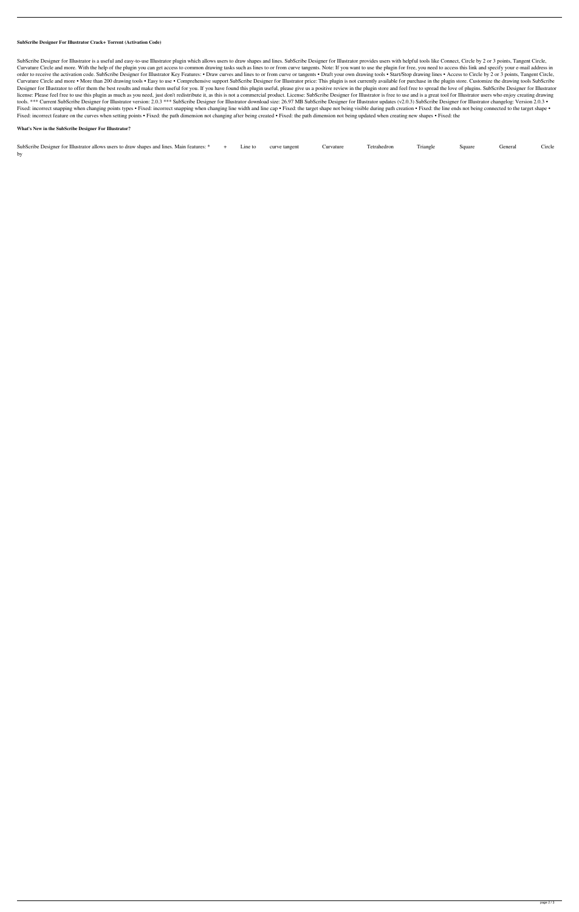**SubScribe Designer For Illustrator Crack+ Torrent (Activation Code)**

SubScribe Designer for Illustrator is a useful and easy-to-use Illustrator plugin which allows users to draw shapes and lines. SubScribe Designer for Illustrator provides users with helpful tools like Connect, Circle by 2 or 3 points, Tangent Circle, Curvature Circle and more. With the help of the plugin you can get access to common drawing tasks such as lines to or from curve tangents. Note: If you want to use the plugin for free, you need to access this link and specify your e-mail address in order to receive the activation code. SubScribe Designer for Illustrator Key Features: • Draw curves and lines to or from curve or tangents • Draft your own drawing tools • Start/Stop drawing lines • Access to Circle by 2 or 3 points, Tangent Circle, Curvature Circle and more • More than 200 drawing tools • Easy to use • Comprehensive support SubScribe Designer for Illustrator price: This plugin is not currently available for purchase in the plugin store. Customize the drawing tools SubScribe Designer for Illustrator to offer them the best results and make them useful for you. If you have found this plugin useful, please give us a positive review in the plugin store and feel free to spread the love of plugins. SubScribe Designer for Illustrator license: Please feel free to use this plugin as much as you need, just don't redistribute it, as this is not a commercial product. License: SubScribe Designer for Illustrator is free to use and is a great tool for Illustrator users who enjoy creating drawing tools. *** Current SubScribe Designer for Illustrator version: 2.0.3 *** SubScribe Designer for Illustrator download size: 26.97 MB SubScribe Designer for Illustrator updates (v2.0.3) SubScribe Designer for Illustrator changelog: Version 2.0.3 • Fixed: incorrect snapping when changing points types • Fixed: incorrect snapping when changing line width and line cap • Fixed: the target shape not being visible during path creation • Fixed: the line ends not being connected to the target shape • Fixed: incorrect feature on the curves when setting points • Fixed: the path dimension not changing after being created • Fixed: the path dimension not being updated when creating new shapes • Fixed: the

**What's New in the SubScribe Designer For Illustrator?**

SubScribe Designer for Illustrator allows users to draw shapes and lines. Main features: * + Line to curve tangent Curvature Tetrahedron Triangle Square General Circle by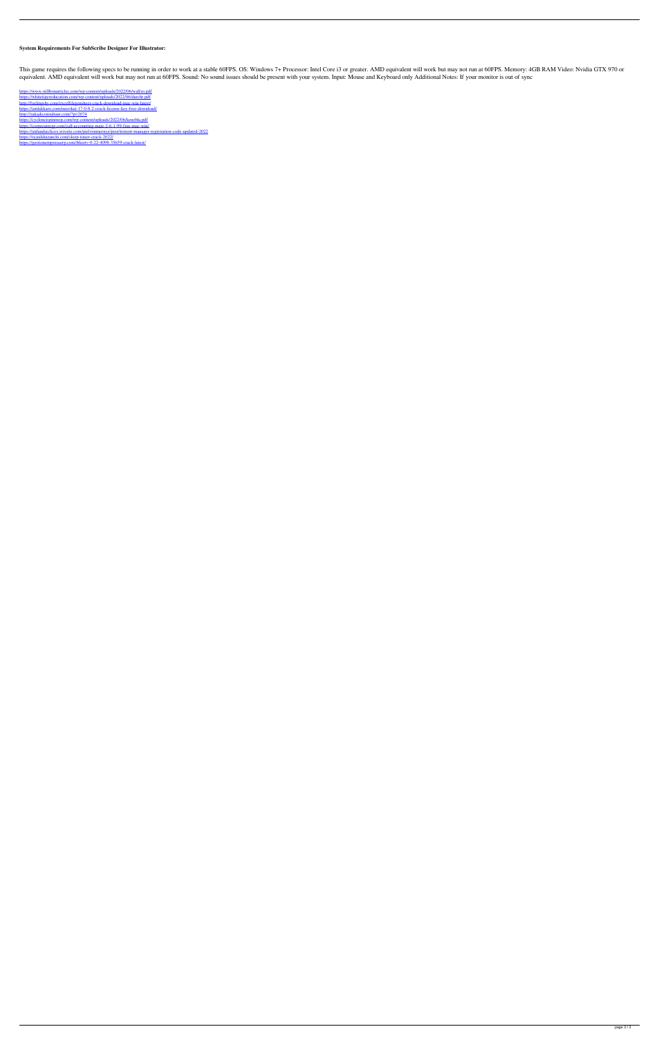**System Requirements For SubScribe Designer For Illustrator:**

This game requires the following specs to be running in order to work at a stable 60FPS. OS: Windows 7+ Processor: Intel Core i3 or greater. AMD equivalent will work but may not run at 60FPS. Memory: 4GB RAM Video: Nvidia GTX 970 or equivalent. AMD equivalent will work but may not run at 60FPS. Sound: No sound issues should be present with your system. Input: Mouse and Keyboard only Additional Notes: If your monitor is out of sync

https://www.stilltoknow.com/wp-content/uploads/2022/06/walfro.pdf
https://whitetigereducation.com/wp-content/uploads/2022/06/darchr.pdf
http://feelingshy.com/excelfilegensheet-crack-download-mac-win-latest/
https://iamdimkaro.com/meerkat-17-0-8-2-crack-license-key-free-download/
http://zakadiconsultant.com/?p=2074
https://cyclonespinnmop.com/wp-content/uploads/2022/06/kenebla.pdf
https://icomcrowdsoup.com/call-accounting-mate-2-6-1-99-free-mac-win/
https://inlandaechecs.wixsite.com/prefronmemxur/post/torrent-manager-registration-code-updated-2022
https://rajnikhazanchi.com/sleep-timer-crack-2022/
https://gestionempresaerp.com/blazetv-0-22-4098-35659-crack-latest/